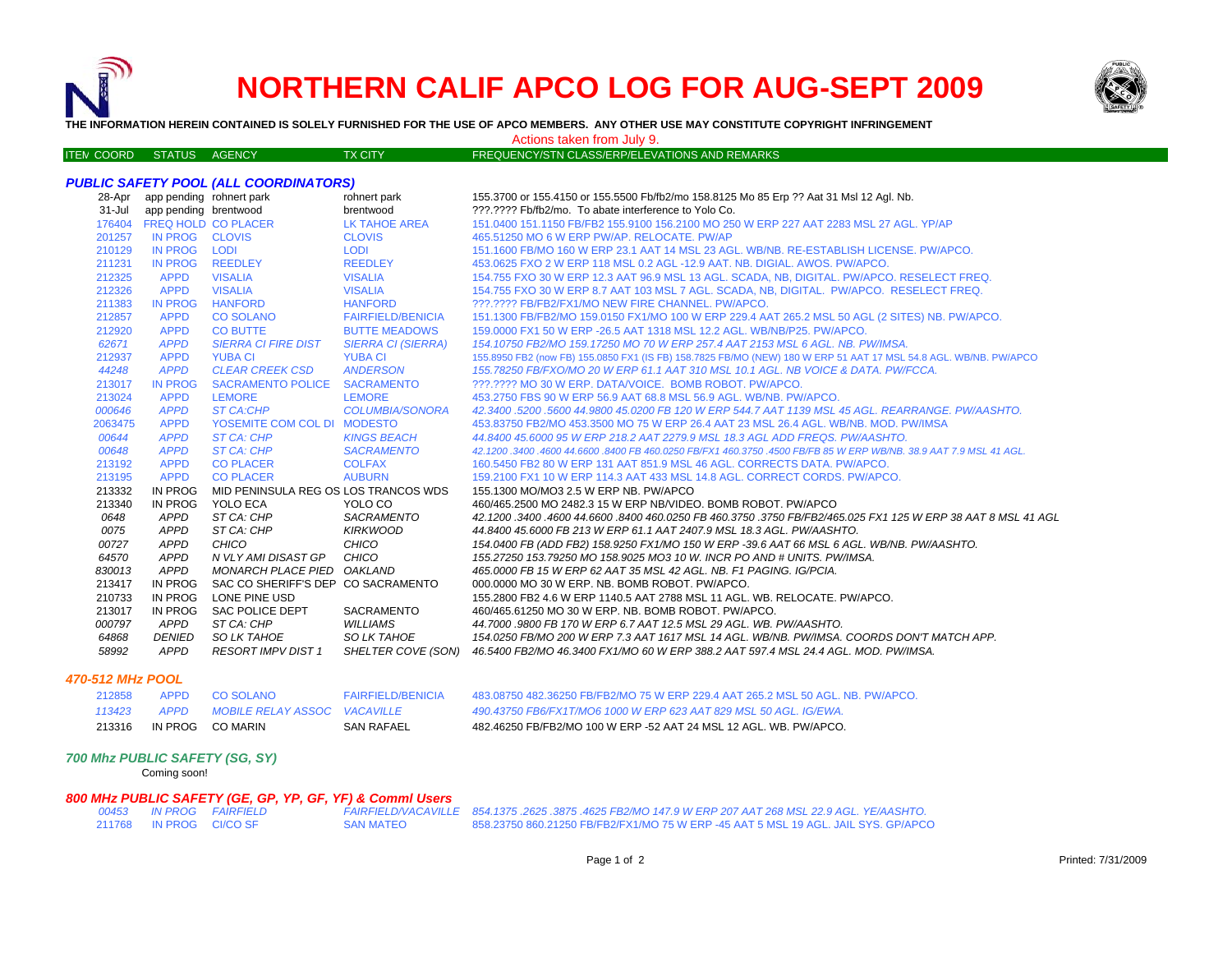# NORTHERN CALIF APCO LOG FOR AUG-SEPT 2009

**THE INFORMATION HEREIN CONTAINED IS SOLELY FURNISHED FOR THE USE OF APCO MEMBERS. ANY OTHER USE MAY CONSTITUTE COPYRIGHT INFRINGEMENT**

Actions taken from July 9.

### PUBLIC SAFETY POOL (ALL COORDINATORS)

| ITEM COORD | STATUS | AGENCY | TX CITY | FREQUENCY/STN CLASS/ERP/ELEVATIONS AND REMARKS |
|---|---|---|---|---|
| 28-Apr | app pending | rohnert park | rohnert park | 155.3700 or 155.4150 or 155.5500 Fb/fb2/mo 158.8125 Mo 85 Erp ?? Aat 31 Msl 12 Agl. Nb. |
| 31-Jul | app pending | brentwood | brentwood | ???.???? Fb/fb2/mo. To abate interference to Yolo Co. |
| 176404 | FREQ HOLD | CO PLACER | LK TAHOE AREA | 151.0400 151.1150 FB/FB2 155.9100 156.2100 MO 250 W ERP 227 AAT 2283 MSL 27 AGL. YP/AP |
| 201257 | IN PROG | CLOVIS | CLOVIS | 465.51250 MO 6 W ERP PW/AP. RELOCATE. PW/AP |
| 210129 | IN PROG | LODI | LODI | 151.1600 FB/MO 160 W ERP 23.1 AAT 14 MSL 23 AGL. WB/NB. RE-ESTABLISH LICENSE. PW/APCO. |
| 211231 | IN PROG | REEDLEY | REEDLEY | 453.0625 FXO 2 W ERP 118 MSL 0.2 AGL -12.9 AAT. NB. DIGIAL. AWOS. PW/APCO. |
| 212325 | APPD | VISALIA | VISALIA | 154.755 FXO 30 W ERP 12.3 AAT 96.9 MSL 13 AGL. SCADA, NB, DIGITAL. PW/APCO. RESELECT FREQ. |
| 212326 | APPD | VISALIA | VISALIA | 154.755 FXO 30 W ERP 8.7 AAT 103 MSL 7 AGL. SCADA, NB, DIGITAL. PW/APCO. RESELECT FREQ. |
| 211383 | IN PROG | HANFORD | HANFORD | ???.???? FB/FB2/FX1/MO NEW FIRE CHANNEL. PW/APCO. |
| 212857 | APPD | CO SOLANO | FAIRFIELD/BENICIA | 151.1300 FB/FB2/MO 159.0150 FX1/MO 100 W ERP 229.4 AAT 265.2 MSL 50 AGL (2 SITES) NB. PW/APCO. |
| 212920 | APPD | CO BUTTE | BUTTE MEADOWS | 159.0000 FX1 50 W ERP -26.5 AAT 1318 MSL 12.2 AGL. WB/NB/P25. PW/APCO. |
| *62671* | *APPD* | *SIERRA CI FIRE DIST* | *SIERRA CI (SIERRA)* | *154.10750 FB2/MO 159.17250 MO 70 W ERP 257.4 AAT 2153 MSL 6 AGL. NB. PW/IMSA.* |
| 212937 | APPD | YUBA CI | YUBA CI | 155.8950 FB2 (now FB) 155.0850 FX1 (IS FB) 158.7825 FB/MO (NEW) 180 W ERP 51 AAT 17 MSL 54.8 AGL. WB/NB. PW/APCO |
| *44248* | *APPD* | *CLEAR CREEK CSD* | *ANDERSON* | *155.78250 FB/FXO/MO 20 W ERP 61.1 AAT 310 MSL 10.1 AGL. NB VOICE & DATA. PW/FCCA.* |
| 213017 | IN PROG | SACRAMENTO POLICE | SACRAMENTO | ???.???? MO 30 W ERP. DATA/VOICE. BOMB ROBOT. PW/APCO. |
| 213024 | APPD | LEMORE | LEMORE | 453.2750 FBS 90 W ERP 56.9 AAT 68.8 MSL 56.9 AGL. WB/NB. PW/APCO. |
| *000646* | *APPD* | *ST CA:CHP* | *COLUMBIA/SONORA* | *42.3400 .5200 .5600 44.9800 45.0200 FB 120 W ERP 544.7 AAT 1139 MSL 45 AGL. REARRANGE. PW/AASHTO.* |
| 2063475 | APPD | YOSEMITE COM COL DI | MODESTO | 453.83750 FB2/MO 453.3500 MO 75 W ERP 26.4 AAT 23 MSL 26.4 AGL. WB/NB. MOD. PW/IMSA |
| *00644* | *APPD* | *ST CA: CHP* | *KINGS BEACH* | *44.8400 45.6000 95 W ERP 218.2 AAT 2279.9 MSL 18.3 AGL ADD FREQS. PW/AASHTO.* |
| *00648* | *APPD* | *ST CA: CHP* | *SACRAMENTO* | *42.1200 .3400 .4600 44.6600 .8400 FB 460.0250 FB/FX1 460.3750 .4500 FB/FB 85 W ERP WB/NB. 38.9 AAT 7.9 MSL 41 AGL.* |
| 213192 | APPD | CO PLACER | COLFAX | 160.5450 FB2 80 W ERP 131 AAT 851.9 MSL 46 AGL. CORRECTS DATA. PW/APCO. |
| 213195 | APPD | CO PLACER | AUBURN | 159.2100 FX1 10 W ERP 114.3 AAT 433 MSL 14.8 AGL. CORRECT CORDS. PW/APCO. |
| 213332 | IN PROG | MID PENINSULA REG OS | LOS TRANCOS WDS | 155.1300 MO/MO3 2.5 W ERP NB. PW/APCO |
| 213340 | IN PROG | YOLO ECA | YOLO CO | 460/465.2500 MO 2482.3 15 W ERP NB/VIDEO. BOMB ROBOT. PW/APCO |
| *0648* | *APPD* | *ST CA: CHP* | *SACRAMENTO* | *42.1200 .3400 .4600 44.6600 .8400 460.0250 FB 460.3750 .3750 FB/FB2/465.025 FX1 125 W ERP 38 AAT 8 MSL 41 AGL* |
| *0075* | *APPD* | *ST CA: CHP* | *KIRKWOOD* | *44.8400 45.6000 FB 213 W ERP 61.1 AAT 2407.9 MSL 18.3 AGL. PW/AASHTO.* |
| *00727* | *APPD* | *CHICO* | *CHICO* | *154.0400 FB (ADD FB2) 158.9250 FX1/MO 150 W ERP -39.6 AAT 66 MSL 6 AGL. WB/NB. PW/AASHTO.* |
| *64570* | *APPD* | *N VLY AMI DISAST GP* | *CHICO* | *155.27250 153.79250 MO 158.9025 MO3 10 W. INCR PO AND # UNITS. PW/IMSA.* |
| *830013* | *APPD* | *MONARCH PLACE PIED* | *OAKLAND* | *465.0000 FB 15 W ERP 62 AAT 35 MSL 42 AGL. NB. F1 PAGING. IG/PCIA.* |
| 213417 | IN PROG | SAC CO SHERIFF'S DEP | CO SACRAMENTO | 000.0000 MO 30 W ERP. NB. BOMB ROBOT. PW/APCO. |
| 210733 | IN PROG | LONE PINE USD | | 155.2800 FB2 4.6 W ERP 1140.5 AAT 2788 MSL 11 AGL. WB. RELOCATE. PW/APCO. |
| 213017 | IN PROG | SAC POLICE DEPT | SACRAMENTO | 460/465.61250 MO 30 W ERP. NB. BOMB ROBOT. PW/APCO. |
| *000797* | *APPD* | *ST CA: CHP* | *WILLIAMS* | *44.7000 .9800 FB 170 W ERP 6.7 AAT 12.5 MSL 29 AGL. WB. PW/AASHTO.* |
| *64868* | *DENIED* | *SO LK TAHOE* | *SO LK TAHOE* | *154.0250 FB/MO 200 W ERP 7.3 AAT 1617 MSL 14 AGL. WB/NB. PW/IMSA. COORDS DON'T MATCH APP.* |
| *58992* | *APPD* | *RESORT IMPV DIST 1* | *SHELTER COVE (SON)* | *46.5400 FB2/MO 46.3400 FX1/MO 60 W ERP 388.2 AAT 597.4 MSL 24.4 AGL. MOD. PW/IMSA.* |

### 470-512 MHz POOL

| ITEM COORD | STATUS | AGENCY | TX CITY | FREQUENCY/STN CLASS/ERP/ELEVATIONS AND REMARKS |
|---|---|---|---|---|
| 212858 | APPD | CO SOLANO | FAIRFIELD/BENICIA | 483.08750 482.36250 FB/FB2/MO 75 W ERP 229.4 AAT 265.2 MSL 50 AGL. NB. PW/APCO. |
| *113423* | *APPD* | *MOBILE RELAY ASSOC* | *VACAVILLE* | *490.43750 FB6/FX1T/MO6 1000 W ERP 623 AAT 829 MSL 50 AGL. IG/EWA.* |
| 213316 | IN PROG | CO MARIN | SAN RAFAEL | 482.46250 FB/FB2/MO 100 W ERP -52 AAT 24 MSL 12 AGL. WB. PW/APCO. |

### 700 Mhz PUBLIC SAFETY (SG, SY)

Coming soon!

### 800 MHz PUBLIC SAFETY (GE, GP, YP, GF, YF) & Comml Users

| ITEM COORD | STATUS | AGENCY | TX CITY | FREQUENCY/STN CLASS/ERP/ELEVATIONS AND REMARKS |
|---|---|---|---|---|
| *00453* | *IN PROG* | *FAIRFIELD* | *FAIRFIELD/VACAVILLE* | *854.1375 .2625 .3875 .4625 FB2/MO 147.9 W ERP 207 AAT 268 MSL 22.9 AGL. YE/AASHTO.* |
| 211768 | IN PROG | CI/CO SF | SAN MATEO | 858.23750 860.21250 FB/FB2/FX1/MO 75 W ERP -45 AAT 5 MSL 19 AGL. JAIL SYS. GP/APCO |

Printed: 7/31/2009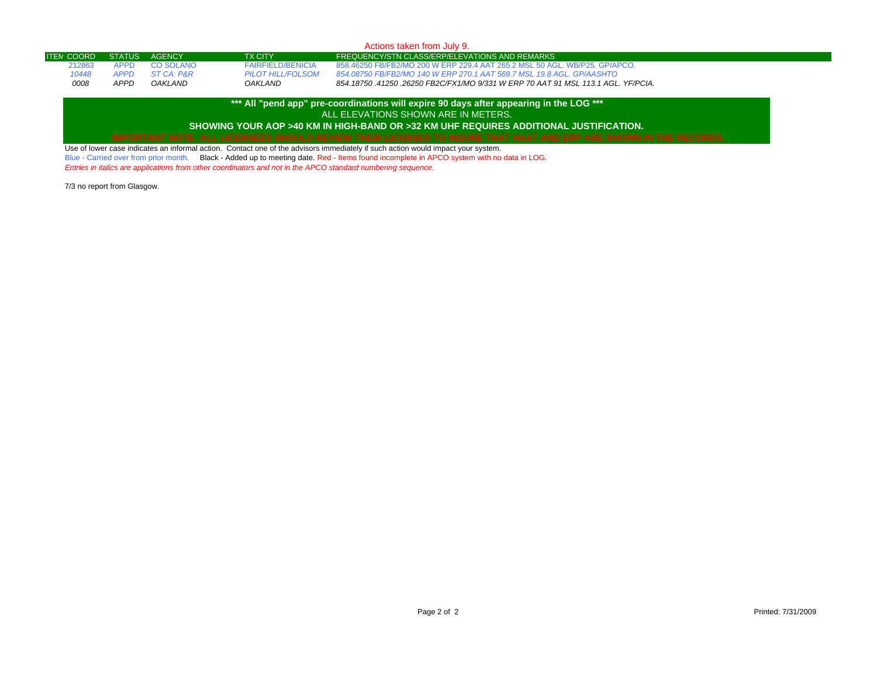Actions taken from July 9.

| ITEM | COORD | STATUS | AGENCY | TX CITY | FREQUENCY/STN CLASS/ERP/ELEVATIONS AND REMARKS |
|---|---|---|---|---|---|
| | 212863 | APPD | CO SOLANO | FAIRFIELD/BENICIA | 858.46250 FB/FB2/MO 200 W ERP 229.4 AAT 265.2 MSL 50 AGL. WB/P25. GP/APCO. |
| | *10448* | *APPD* | *ST CA: P&R* | *PILOT HILL/FOLSOM* | *854.08750 FB/FB2/MO 140 W ERP 270.1 AAT 569.7 MSL 19.8 AGL. GP/AASHTO* |
| | *0008* | *APPD* | *OAKLAND* | *OAKLAND* | *854.18750 .41250 .26250 FB2C/FX1/MO 9/331 W ERP 70 AAT 91 MSL 113.1 AGL. YF/PCIA.* |

**\*\*\* All "pend app" pre-coordinations will expire 90 days after appearing in the LOG \*\*\***

ALL ELEVATIONS SHOWN ARE IN METERS.

**SHOWING YOUR AOP >40 KM IN HIGH-BAND OR >32 KM UHF REQUIRES ADDITIONAL JUSTIFICATION.**

**IMPORTANT NOTE: ALL LICENSEES SHOULD REVIEW THEIR LICENSES TO INSURE THAT HAAT AND ERP ARE SHOWN IN THE RECORDS.**

Use of lower case indicates an informal action. Contact one of the advisors immediately if such action would impact your system.

Blue - Carried over from prior month. Black - Added up to meeting date. Red - Items found incomplete in APCO system with no data in LOG.

*Entries in italics are applications from other coordinators and not in the APCO standard numbering sequence.*

7/3 no report from Glasgow.

Printed: 7/31/2009